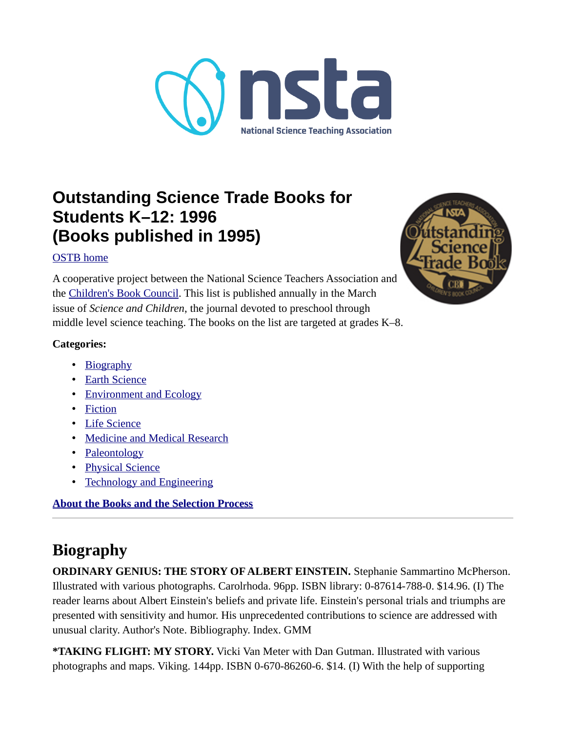# Outstanding Science Trade Books for Students K–12: 1996 (Books published in 1995)

OSTB home

A cooperative project between the National Science Teachers Association and the Children's Book Council. This list is published annually in the March issue of *Science and Children*, the journal devoted to preschool through middle level science teaching. The books on the list are targeted at grades K–8.

**Categories:**

- Biography
- Earth Science
- Environment and Ecology
- Fiction
- Life Science
- Medicine and Medical Research
- Paleontology
- Physical Science
- Technology and Engineering

**About the Books and the Selection Process**

---

## Biography

**ORDINARY GENIUS: THE STORY OF ALBERT EINSTEIN.** Stephanie Sammartino McPherson. Illustrated with various photographs. Carolrhoda. 96pp. ISBN library: 0-87614-788-0. $14.96. (I) The reader learns about Albert Einstein's beliefs and private life. Einstein's personal trials and triumphs are presented with sensitivity and humor. His unprecedented contributions to science are addressed with unusual clarity. Author's Note. Bibliography. Index. GMM

**\*TAKING FLIGHT: MY STORY.** Vicki Van Meter with Dan Gutman. Illustrated with various photographs and maps. Viking. 144pp. ISBN 0-670-86260-6. $14. (I) With the help of supporting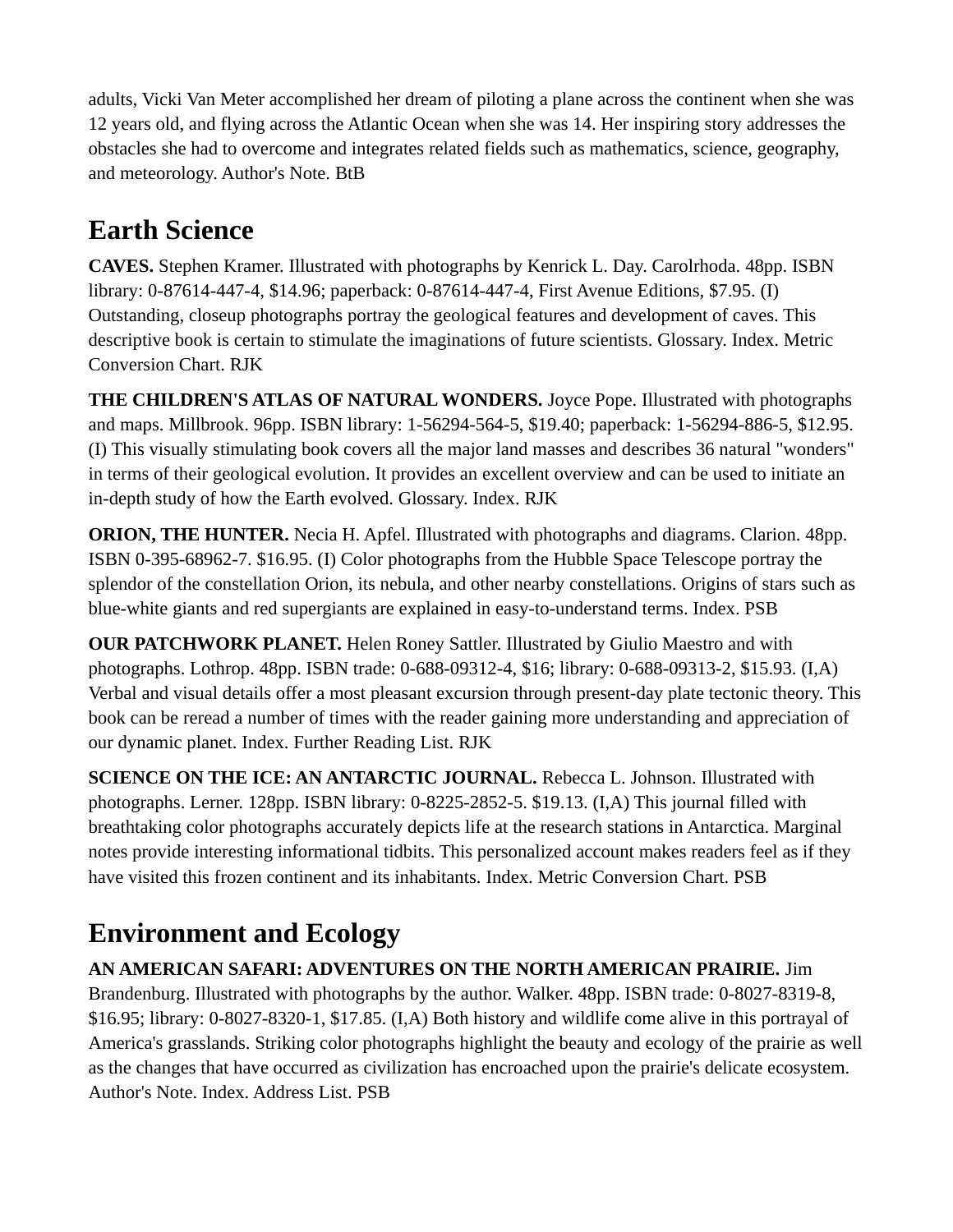adults, Vicki Van Meter accomplished her dream of piloting a plane across the continent when she was 12 years old, and flying across the Atlantic Ocean when she was 14. Her inspiring story addresses the obstacles she had to overcome and integrates related fields such as mathematics, science, geography, and meteorology. Author's Note. BtB

## Earth Science

**CAVES.** Stephen Kramer. Illustrated with photographs by Kenrick L. Day. Carolrhoda. 48pp. ISBN library: 0-87614-447-4, $14.96; paperback: 0-87614-447-4, First Avenue Editions, $7.95. (I) Outstanding, closeup photographs portray the geological features and development of caves. This descriptive book is certain to stimulate the imaginations of future scientists. Glossary. Index. Metric Conversion Chart. RJK

**THE CHILDREN'S ATLAS OF NATURAL WONDERS.** Joyce Pope. Illustrated with photographs and maps. Millbrook. 96pp. ISBN library: 1-56294-564-5, $19.40; paperback: 1-56294-886-5, $12.95. (I) This visually stimulating book covers all the major land masses and describes 36 natural "wonders" in terms of their geological evolution. It provides an excellent overview and can be used to initiate an in-depth study of how the Earth evolved. Glossary. Index. RJK

**ORION, THE HUNTER.** Necia H. Apfel. Illustrated with photographs and diagrams. Clarion. 48pp. ISBN 0-395-68962-7. $16.95. (I) Color photographs from the Hubble Space Telescope portray the splendor of the constellation Orion, its nebula, and other nearby constellations. Origins of stars such as blue-white giants and red supergiants are explained in easy-to-understand terms. Index. PSB

**OUR PATCHWORK PLANET.** Helen Roney Sattler. Illustrated by Giulio Maestro and with photographs. Lothrop. 48pp. ISBN trade: 0-688-09312-4, $16; library: 0-688-09313-2, $15.93. (I,A) Verbal and visual details offer a most pleasant excursion through present-day plate tectonic theory. This book can be reread a number of times with the reader gaining more understanding and appreciation of our dynamic planet. Index. Further Reading List. RJK

**SCIENCE ON THE ICE: AN ANTARCTIC JOURNAL.** Rebecca L. Johnson. Illustrated with photographs. Lerner. 128pp. ISBN library: 0-8225-2852-5. $19.13. (I,A) This journal filled with breathtaking color photographs accurately depicts life at the research stations in Antarctica. Marginal notes provide interesting informational tidbits. This personalized account makes readers feel as if they have visited this frozen continent and its inhabitants. Index. Metric Conversion Chart. PSB

## Environment and Ecology

**AN AMERICAN SAFARI: ADVENTURES ON THE NORTH AMERICAN PRAIRIE.** Jim Brandenburg. Illustrated with photographs by the author. Walker. 48pp. ISBN trade: 0-8027-8319-8, $16.95; library: 0-8027-8320-1, $17.85. (I,A) Both history and wildlife come alive in this portrayal of America's grasslands. Striking color photographs highlight the beauty and ecology of the prairie as well as the changes that have occurred as civilization has encroached upon the prairie's delicate ecosystem. Author's Note. Index. Address List. PSB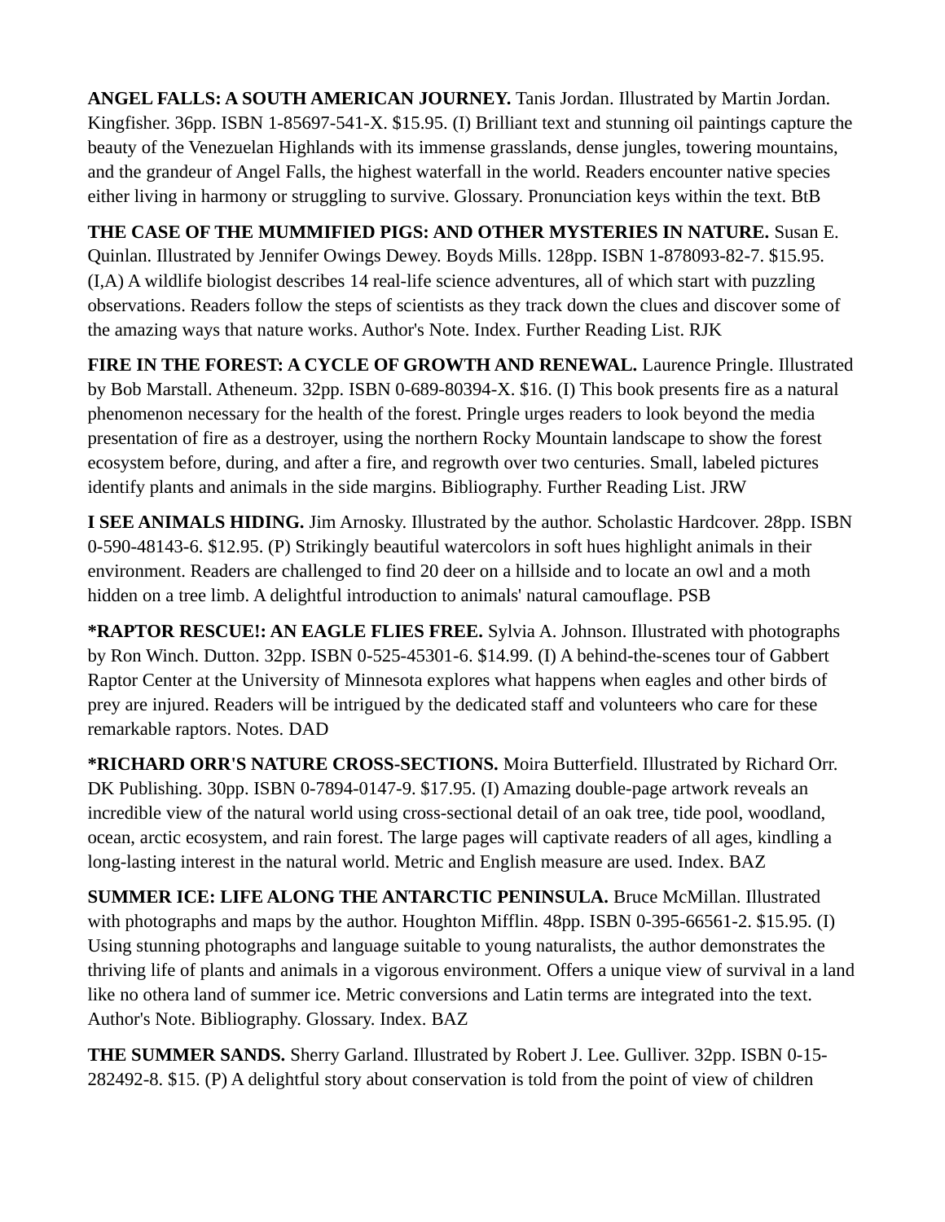**ANGEL FALLS: A SOUTH AMERICAN JOURNEY.** Tanis Jordan. Illustrated by Martin Jordan. Kingfisher. 36pp. ISBN 1-85697-541-X. $15.95. (I) Brilliant text and stunning oil paintings capture the beauty of the Venezuelan Highlands with its immense grasslands, dense jungles, towering mountains, and the grandeur of Angel Falls, the highest waterfall in the world. Readers encounter native species either living in harmony or struggling to survive. Glossary. Pronunciation keys within the text. BtB

**THE CASE OF THE MUMMIFIED PIGS: AND OTHER MYSTERIES IN NATURE.** Susan E. Quinlan. Illustrated by Jennifer Owings Dewey. Boyds Mills. 128pp. ISBN 1-878093-82-7. $15.95. (I,A) A wildlife biologist describes 14 real-life science adventures, all of which start with puzzling observations. Readers follow the steps of scientists as they track down the clues and discover some of the amazing ways that nature works. Author's Note. Index. Further Reading List. RJK

**FIRE IN THE FOREST: A CYCLE OF GROWTH AND RENEWAL.** Laurence Pringle. Illustrated by Bob Marstall. Atheneum. 32pp. ISBN 0-689-80394-X. $16. (I) This book presents fire as a natural phenomenon necessary for the health of the forest. Pringle urges readers to look beyond the media presentation of fire as a destroyer, using the northern Rocky Mountain landscape to show the forest ecosystem before, during, and after a fire, and regrowth over two centuries. Small, labeled pictures identify plants and animals in the side margins. Bibliography. Further Reading List. JRW

**I SEE ANIMALS HIDING.** Jim Arnosky. Illustrated by the author. Scholastic Hardcover. 28pp. ISBN 0-590-48143-6. $12.95. (P) Strikingly beautiful watercolors in soft hues highlight animals in their environment. Readers are challenged to find 20 deer on a hillside and to locate an owl and a moth hidden on a tree limb. A delightful introduction to animals' natural camouflage. PSB

**\*RAPTOR RESCUE!: AN EAGLE FLIES FREE.** Sylvia A. Johnson. Illustrated with photographs by Ron Winch. Dutton. 32pp. ISBN 0-525-45301-6. $14.99. (I) A behind-the-scenes tour of Gabbert Raptor Center at the University of Minnesota explores what happens when eagles and other birds of prey are injured. Readers will be intrigued by the dedicated staff and volunteers who care for these remarkable raptors. Notes. DAD

**\*RICHARD ORR'S NATURE CROSS-SECTIONS.** Moira Butterfield. Illustrated by Richard Orr. DK Publishing. 30pp. ISBN 0-7894-0147-9. $17.95. (I) Amazing double-page artwork reveals an incredible view of the natural world using cross-sectional detail of an oak tree, tide pool, woodland, ocean, arctic ecosystem, and rain forest. The large pages will captivate readers of all ages, kindling a long-lasting interest in the natural world. Metric and English measure are used. Index. BAZ

**SUMMER ICE: LIFE ALONG THE ANTARCTIC PENINSULA.** Bruce McMillan. Illustrated with photographs and maps by the author. Houghton Mifflin. 48pp. ISBN 0-395-66561-2. $15.95. (I) Using stunning photographs and language suitable to young naturalists, the author demonstrates the thriving life of plants and animals in a vigorous environment. Offers a unique view of survival in a land like no othera land of summer ice. Metric conversions and Latin terms are integrated into the text. Author's Note. Bibliography. Glossary. Index. BAZ

**THE SUMMER SANDS.** Sherry Garland. Illustrated by Robert J. Lee. Gulliver. 32pp. ISBN 0-15-282492-8. $15. (P) A delightful story about conservation is told from the point of view of children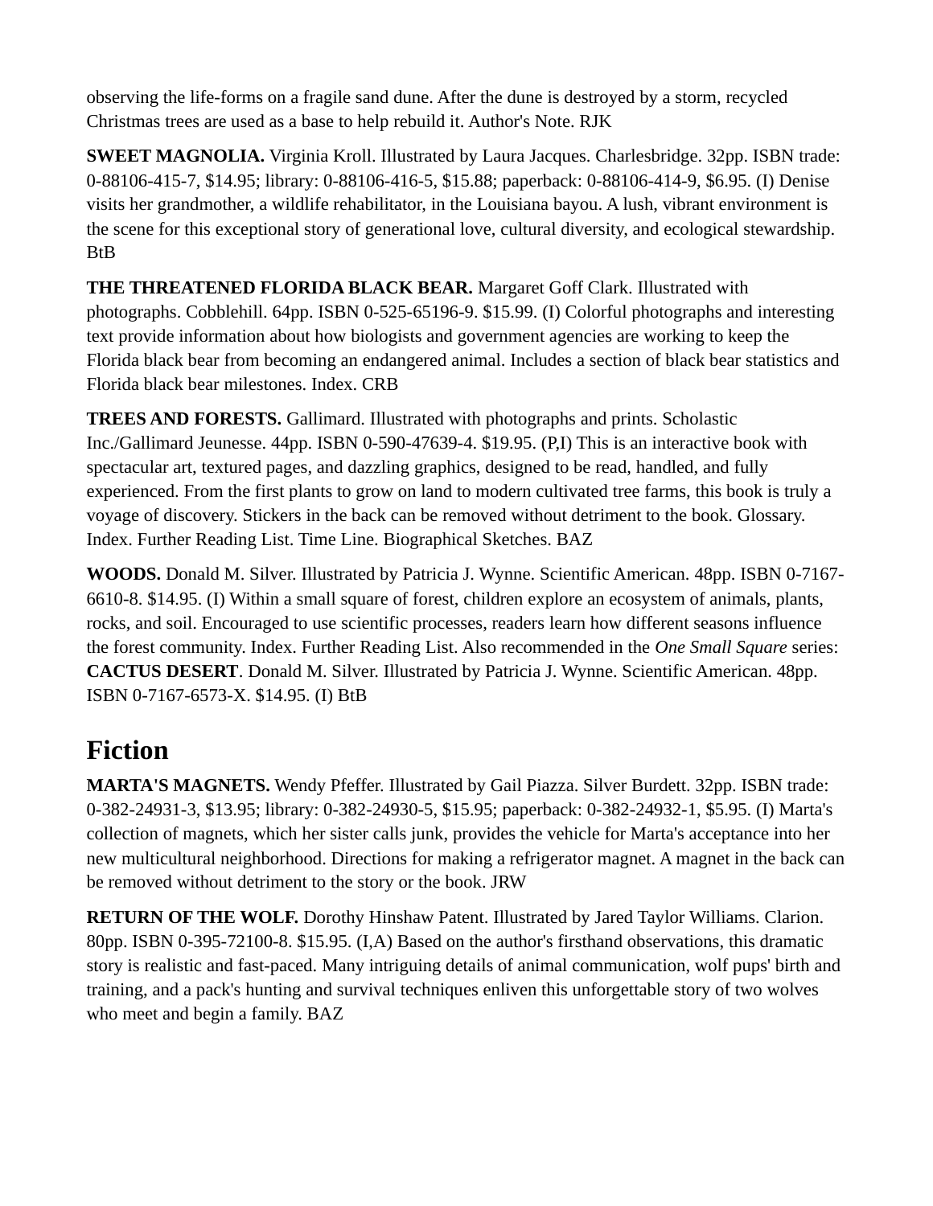observing the life-forms on a fragile sand dune. After the dune is destroyed by a storm, recycled Christmas trees are used as a base to help rebuild it. Author's Note. RJK

**SWEET MAGNOLIA.** Virginia Kroll. Illustrated by Laura Jacques. Charlesbridge. 32pp. ISBN trade: 0-88106-415-7, $14.95; library: 0-88106-416-5, $15.88; paperback: 0-88106-414-9, $6.95. (I) Denise visits her grandmother, a wildlife rehabilitator, in the Louisiana bayou. A lush, vibrant environment is the scene for this exceptional story of generational love, cultural diversity, and ecological stewardship. BtB

**THE THREATENED FLORIDA BLACK BEAR.** Margaret Goff Clark. Illustrated with photographs. Cobblehill. 64pp. ISBN 0-525-65196-9. $15.99. (I) Colorful photographs and interesting text provide information about how biologists and government agencies are working to keep the Florida black bear from becoming an endangered animal. Includes a section of black bear statistics and Florida black bear milestones. Index. CRB

**TREES AND FORESTS.** Gallimard. Illustrated with photographs and prints. Scholastic Inc./Gallimard Jeunesse. 44pp. ISBN 0-590-47639-4. $19.95. (P,I) This is an interactive book with spectacular art, textured pages, and dazzling graphics, designed to be read, handled, and fully experienced. From the first plants to grow on land to modern cultivated tree farms, this book is truly a voyage of discovery. Stickers in the back can be removed without detriment to the book. Glossary. Index. Further Reading List. Time Line. Biographical Sketches. BAZ

**WOODS.** Donald M. Silver. Illustrated by Patricia J. Wynne. Scientific American. 48pp. ISBN 0-7167-6610-8. $14.95. (I) Within a small square of forest, children explore an ecosystem of animals, plants, rocks, and soil. Encouraged to use scientific processes, readers learn how different seasons influence the forest community. Index. Further Reading List. Also recommended in the *One Small Square* series: **CACTUS DESERT**. Donald M. Silver. Illustrated by Patricia J. Wynne. Scientific American. 48pp. ISBN 0-7167-6573-X. $14.95. (I) BtB

## Fiction

**MARTA'S MAGNETS.** Wendy Pfeffer. Illustrated by Gail Piazza. Silver Burdett. 32pp. ISBN trade: 0-382-24931-3, $13.95; library: 0-382-24930-5, $15.95; paperback: 0-382-24932-1, $5.95. (I) Marta's collection of magnets, which her sister calls junk, provides the vehicle for Marta's acceptance into her new multicultural neighborhood. Directions for making a refrigerator magnet. A magnet in the back can be removed without detriment to the story or the book. JRW

**RETURN OF THE WOLF.** Dorothy Hinshaw Patent. Illustrated by Jared Taylor Williams. Clarion. 80pp. ISBN 0-395-72100-8. $15.95. (I,A) Based on the author's firsthand observations, this dramatic story is realistic and fast-paced. Many intriguing details of animal communication, wolf pups' birth and training, and a pack's hunting and survival techniques enliven this unforgettable story of two wolves who meet and begin a family. BAZ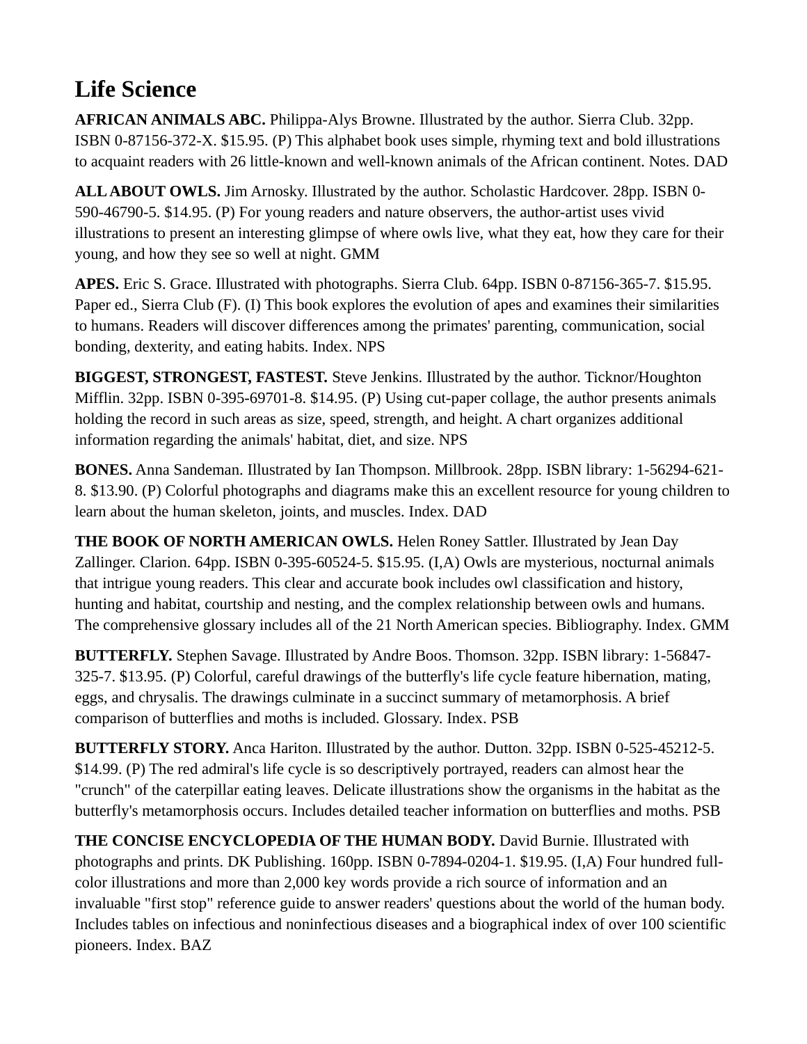# Life Science

**AFRICAN ANIMALS ABC.** Philippa-Alys Browne. Illustrated by the author. Sierra Club. 32pp. ISBN 0-87156-372-X. $15.95. (P) This alphabet book uses simple, rhyming text and bold illustrations to acquaint readers with 26 little-known and well-known animals of the African continent. Notes. DAD

**ALL ABOUT OWLS.** Jim Arnosky. Illustrated by the author. Scholastic Hardcover. 28pp. ISBN 0-590-46790-5. $14.95. (P) For young readers and nature observers, the author-artist uses vivid illustrations to present an interesting glimpse of where owls live, what they eat, how they care for their young, and how they see so well at night. GMM

**APES.** Eric S. Grace. Illustrated with photographs. Sierra Club. 64pp. ISBN 0-87156-365-7. $15.95. Paper ed., Sierra Club (F). (I) This book explores the evolution of apes and examines their similarities to humans. Readers will discover differences among the primates' parenting, communication, social bonding, dexterity, and eating habits. Index. NPS

**BIGGEST, STRONGEST, FASTEST.** Steve Jenkins. Illustrated by the author. Ticknor/Houghton Mifflin. 32pp. ISBN 0-395-69701-8. $14.95. (P) Using cut-paper collage, the author presents animals holding the record in such areas as size, speed, strength, and height. A chart organizes additional information regarding the animals' habitat, diet, and size. NPS

**BONES.** Anna Sandeman. Illustrated by Ian Thompson. Millbrook. 28pp. ISBN library: 1-56294-621-8. $13.90. (P) Colorful photographs and diagrams make this an excellent resource for young children to learn about the human skeleton, joints, and muscles. Index. DAD

**THE BOOK OF NORTH AMERICAN OWLS.** Helen Roney Sattler. Illustrated by Jean Day Zallinger. Clarion. 64pp. ISBN 0-395-60524-5. $15.95. (I,A) Owls are mysterious, nocturnal animals that intrigue young readers. This clear and accurate book includes owl classification and history, hunting and habitat, courtship and nesting, and the complex relationship between owls and humans. The comprehensive glossary includes all of the 21 North American species. Bibliography. Index. GMM

**BUTTERFLY.** Stephen Savage. Illustrated by Andre Boos. Thomson. 32pp. ISBN library: 1-56847-325-7. $13.95. (P) Colorful, careful drawings of the butterfly's life cycle feature hibernation, mating, eggs, and chrysalis. The drawings culminate in a succinct summary of metamorphosis. A brief comparison of butterflies and moths is included. Glossary. Index. PSB

**BUTTERFLY STORY.** Anca Hariton. Illustrated by the author. Dutton. 32pp. ISBN 0-525-45212-5. $14.99. (P) The red admiral's life cycle is so descriptively portrayed, readers can almost hear the "crunch" of the caterpillar eating leaves. Delicate illustrations show the organisms in the habitat as the butterfly's metamorphosis occurs. Includes detailed teacher information on butterflies and moths. PSB

**THE CONCISE ENCYCLOPEDIA OF THE HUMAN BODY.** David Burnie. Illustrated with photographs and prints. DK Publishing. 160pp. ISBN 0-7894-0204-1. $19.95. (I,A) Four hundred full-color illustrations and more than 2,000 key words provide a rich source of information and an invaluable "first stop" reference guide to answer readers' questions about the world of the human body. Includes tables on infectious and noninfectious diseases and a biographical index of over 100 scientific pioneers. Index. BAZ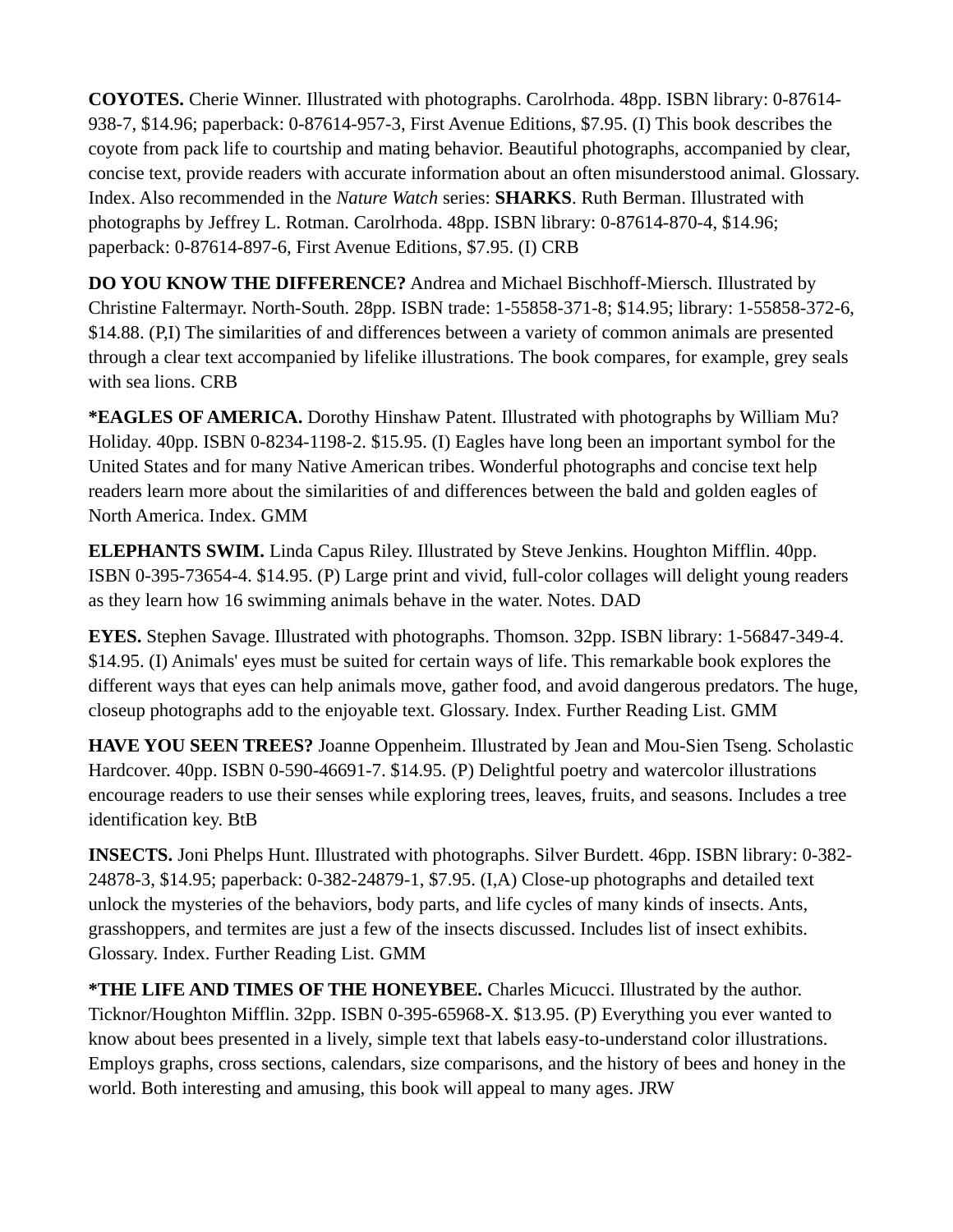**COYOTES.** Cherie Winner. Illustrated with photographs. Carolrhoda. 48pp. ISBN library: 0-87614-938-7, $14.96; paperback: 0-87614-957-3, First Avenue Editions, $7.95. (I) This book describes the coyote from pack life to courtship and mating behavior. Beautiful photographs, accompanied by clear, concise text, provide readers with accurate information about an often misunderstood animal. Glossary. Index. Also recommended in the *Nature Watch* series: **SHARKS**. Ruth Berman. Illustrated with photographs by Jeffrey L. Rotman. Carolrhoda. 48pp. ISBN library: 0-87614-870-4, $14.96; paperback: 0-87614-897-6, First Avenue Editions, $7.95. (I) CRB

**DO YOU KNOW THE DIFFERENCE?** Andrea and Michael Bischhoff-Miersch. Illustrated by Christine Faltermayr. North-South. 28pp. ISBN trade: 1-55858-371-8; $14.95; library: 1-55858-372-6, $14.88. (P,I) The similarities of and differences between a variety of common animals are presented through a clear text accompanied by lifelike illustrations. The book compares, for example, grey seals with sea lions. CRB

***EAGLES OF AMERICA.** Dorothy Hinshaw Patent. Illustrated with photographs by William Mu? Holiday. 40pp. ISBN 0-8234-1198-2. $15.95. (I) Eagles have long been an important symbol for the United States and for many Native American tribes. Wonderful photographs and concise text help readers learn more about the similarities of and differences between the bald and golden eagles of North America. Index. GMM

**ELEPHANTS SWIM.** Linda Capus Riley. Illustrated by Steve Jenkins. Houghton Mifflin. 40pp. ISBN 0-395-73654-4. $14.95. (P) Large print and vivid, full-color collages will delight young readers as they learn how 16 swimming animals behave in the water. Notes. DAD

**EYES.** Stephen Savage. Illustrated with photographs. Thomson. 32pp. ISBN library: 1-56847-349-4. $14.95. (I) Animals' eyes must be suited for certain ways of life. This remarkable book explores the different ways that eyes can help animals move, gather food, and avoid dangerous predators. The huge, closeup photographs add to the enjoyable text. Glossary. Index. Further Reading List. GMM

**HAVE YOU SEEN TREES?** Joanne Oppenheim. Illustrated by Jean and Mou-Sien Tseng. Scholastic Hardcover. 40pp. ISBN 0-590-46691-7. $14.95. (P) Delightful poetry and watercolor illustrations encourage readers to use their senses while exploring trees, leaves, fruits, and seasons. Includes a tree identification key. BtB

**INSECTS.** Joni Phelps Hunt. Illustrated with photographs. Silver Burdett. 46pp. ISBN library: 0-382-24878-3, $14.95; paperback: 0-382-24879-1, $7.95. (I,A) Close-up photographs and detailed text unlock the mysteries of the behaviors, body parts, and life cycles of many kinds of insects. Ants, grasshoppers, and termites are just a few of the insects discussed. Includes list of insect exhibits. Glossary. Index. Further Reading List. GMM

***THE LIFE AND TIMES OF THE HONEYBEE.** Charles Micucci. Illustrated by the author. Ticknor/Houghton Mifflin. 32pp. ISBN 0-395-65968-X. $13.95. (P) Everything you ever wanted to know about bees presented in a lively, simple text that labels easy-to-understand color illustrations. Employs graphs, cross sections, calendars, size comparisons, and the history of bees and honey in the world. Both interesting and amusing, this book will appeal to many ages. JRW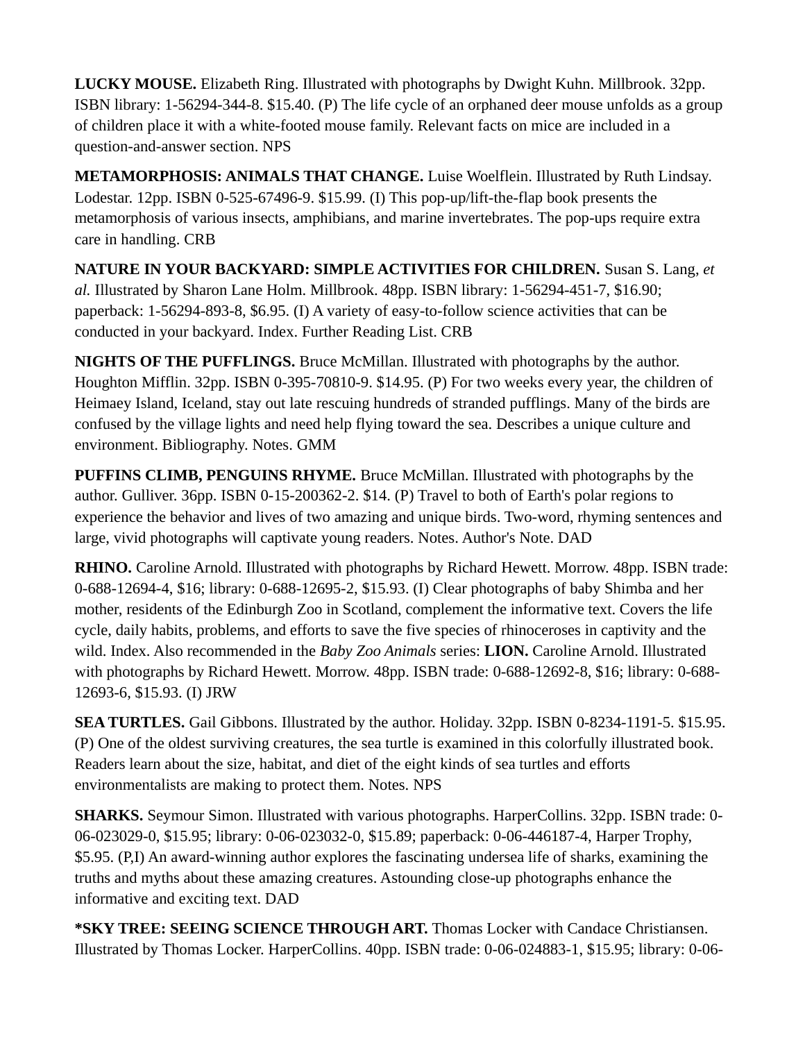**LUCKY MOUSE.** Elizabeth Ring. Illustrated with photographs by Dwight Kuhn. Millbrook. 32pp. ISBN library: 1-56294-344-8. $15.40. (P) The life cycle of an orphaned deer mouse unfolds as a group of children place it with a white-footed mouse family. Relevant facts on mice are included in a question-and-answer section. NPS

**METAMORPHOSIS: ANIMALS THAT CHANGE.** Luise Woelflein. Illustrated by Ruth Lindsay. Lodestar. 12pp. ISBN 0-525-67496-9. $15.99. (I) This pop-up/lift-the-flap book presents the metamorphosis of various insects, amphibians, and marine invertebrates. The pop-ups require extra care in handling. CRB

**NATURE IN YOUR BACKYARD: SIMPLE ACTIVITIES FOR CHILDREN.** Susan S. Lang, *et al.* Illustrated by Sharon Lane Holm. Millbrook. 48pp. ISBN library: 1-56294-451-7, $16.90; paperback: 1-56294-893-8, $6.95. (I) A variety of easy-to-follow science activities that can be conducted in your backyard. Index. Further Reading List. CRB

**NIGHTS OF THE PUFFLINGS.** Bruce McMillan. Illustrated with photographs by the author. Houghton Mifflin. 32pp. ISBN 0-395-70810-9. $14.95. (P) For two weeks every year, the children of Heimaey Island, Iceland, stay out late rescuing hundreds of stranded pufflings. Many of the birds are confused by the village lights and need help flying toward the sea. Describes a unique culture and environment. Bibliography. Notes. GMM

**PUFFINS CLIMB, PENGUINS RHYME.** Bruce McMillan. Illustrated with photographs by the author. Gulliver. 36pp. ISBN 0-15-200362-2. $14. (P) Travel to both of Earth's polar regions to experience the behavior and lives of two amazing and unique birds. Two-word, rhyming sentences and large, vivid photographs will captivate young readers. Notes. Author's Note. DAD

**RHINO.** Caroline Arnold. Illustrated with photographs by Richard Hewett. Morrow. 48pp. ISBN trade: 0-688-12694-4, $16; library: 0-688-12695-2, $15.93. (I) Clear photographs of baby Shimba and her mother, residents of the Edinburgh Zoo in Scotland, complement the informative text. Covers the life cycle, daily habits, problems, and efforts to save the five species of rhinoceroses in captivity and the wild. Index. Also recommended in the *Baby Zoo Animals* series: **LION.** Caroline Arnold. Illustrated with photographs by Richard Hewett. Morrow. 48pp. ISBN trade: 0-688-12692-8, $16; library: 0-688-12693-6, $15.93. (I) JRW

**SEA TURTLES.** Gail Gibbons. Illustrated by the author. Holiday. 32pp. ISBN 0-8234-1191-5. $15.95. (P) One of the oldest surviving creatures, the sea turtle is examined in this colorfully illustrated book. Readers learn about the size, habitat, and diet of the eight kinds of sea turtles and efforts environmentalists are making to protect them. Notes. NPS

**SHARKS.** Seymour Simon. Illustrated with various photographs. HarperCollins. 32pp. ISBN trade: 0-06-023029-0, $15.95; library: 0-06-023032-0, $15.89; paperback: 0-06-446187-4, Harper Trophy, $5.95. (P,I) An award-winning author explores the fascinating undersea life of sharks, examining the truths and myths about these amazing creatures. Astounding close-up photographs enhance the informative and exciting text. DAD

**\*SKY TREE: SEEING SCIENCE THROUGH ART.** Thomas Locker with Candace Christiansen. Illustrated by Thomas Locker. HarperCollins. 40pp. ISBN trade: 0-06-024883-1, $15.95; library: 0-06-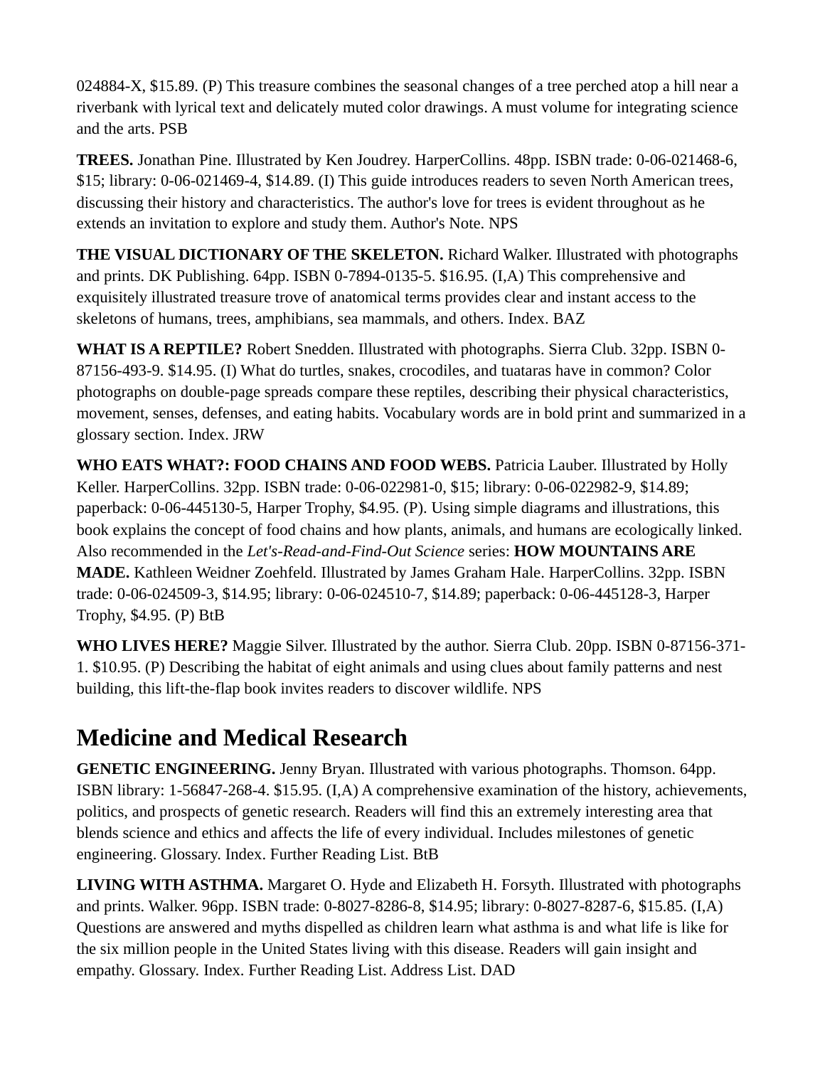024884-X, $15.89. (P) This treasure combines the seasonal changes of a tree perched atop a hill near a riverbank with lyrical text and delicately muted color drawings. A must volume for integrating science and the arts. PSB

**TREES.** Jonathan Pine. Illustrated by Ken Joudrey. HarperCollins. 48pp. ISBN trade: 0-06-021468-6, $15; library: 0-06-021469-4, $14.89. (I) This guide introduces readers to seven North American trees, discussing their history and characteristics. The author's love for trees is evident throughout as he extends an invitation to explore and study them. Author's Note. NPS

**THE VISUAL DICTIONARY OF THE SKELETON.** Richard Walker. Illustrated with photographs and prints. DK Publishing. 64pp. ISBN 0-7894-0135-5. $16.95. (I,A) This comprehensive and exquisitely illustrated treasure trove of anatomical terms provides clear and instant access to the skeletons of humans, trees, amphibians, sea mammals, and others. Index. BAZ

**WHAT IS A REPTILE?** Robert Snedden. Illustrated with photographs. Sierra Club. 32pp. ISBN 0-87156-493-9. $14.95. (I) What do turtles, snakes, crocodiles, and tuataras have in common? Color photographs on double-page spreads compare these reptiles, describing their physical characteristics, movement, senses, defenses, and eating habits. Vocabulary words are in bold print and summarized in a glossary section. Index. JRW

**WHO EATS WHAT?: FOOD CHAINS AND FOOD WEBS.** Patricia Lauber. Illustrated by Holly Keller. HarperCollins. 32pp. ISBN trade: 0-06-022981-0, $15; library: 0-06-022982-9, $14.89; paperback: 0-06-445130-5, Harper Trophy, $4.95. (P). Using simple diagrams and illustrations, this book explains the concept of food chains and how plants, animals, and humans are ecologically linked. Also recommended in the *Let's-Read-and-Find-Out Science* series: **HOW MOUNTAINS ARE MADE.** Kathleen Weidner Zoehfeld. Illustrated by James Graham Hale. HarperCollins. 32pp. ISBN trade: 0-06-024509-3, $14.95; library: 0-06-024510-7, $14.89; paperback: 0-06-445128-3, Harper Trophy, $4.95. (P) BtB

**WHO LIVES HERE?** Maggie Silver. Illustrated by the author. Sierra Club. 20pp. ISBN 0-87156-371-1. $10.95. (P) Describing the habitat of eight animals and using clues about family patterns and nest building, this lift-the-flap book invites readers to discover wildlife. NPS

## Medicine and Medical Research

**GENETIC ENGINEERING.** Jenny Bryan. Illustrated with various photographs. Thomson. 64pp. ISBN library: 1-56847-268-4. $15.95. (I,A) A comprehensive examination of the history, achievements, politics, and prospects of genetic research. Readers will find this an extremely interesting area that blends science and ethics and affects the life of every individual. Includes milestones of genetic engineering. Glossary. Index. Further Reading List. BtB

**LIVING WITH ASTHMA.** Margaret O. Hyde and Elizabeth H. Forsyth. Illustrated with photographs and prints. Walker. 96pp. ISBN trade: 0-8027-8286-8, $14.95; library: 0-8027-8287-6, $15.85. (I,A) Questions are answered and myths dispelled as children learn what asthma is and what life is like for the six million people in the United States living with this disease. Readers will gain insight and empathy. Glossary. Index. Further Reading List. Address List. DAD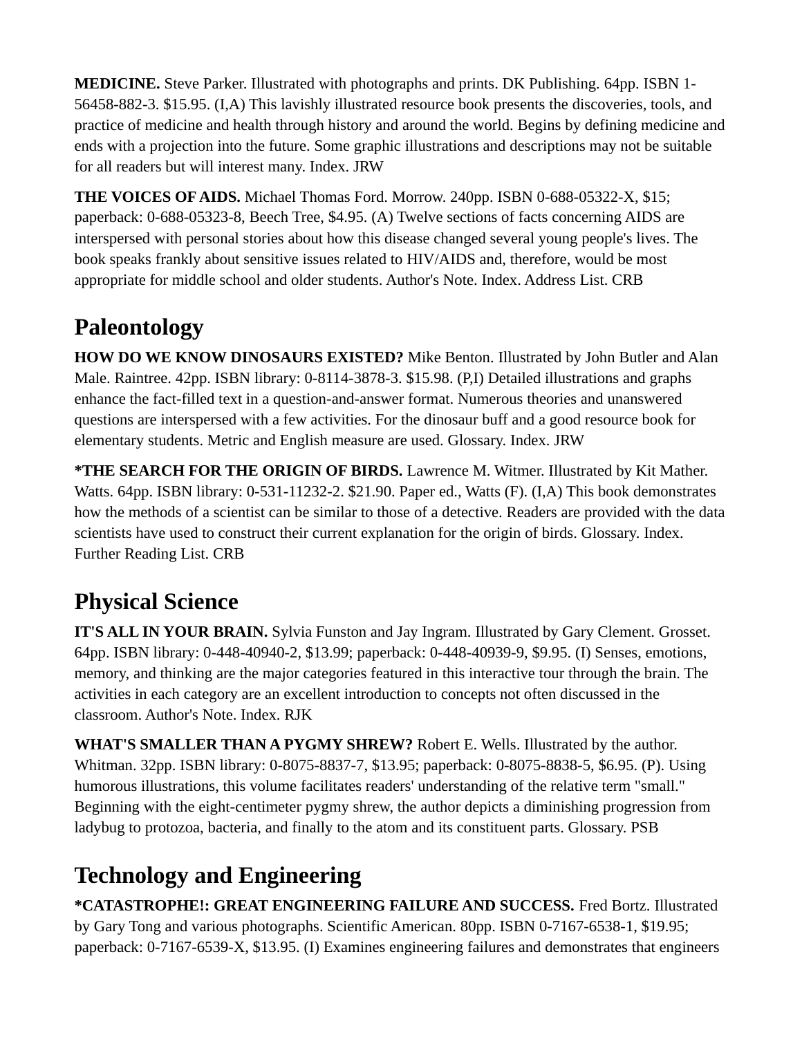**MEDICINE.** Steve Parker. Illustrated with photographs and prints. DK Publishing. 64pp. ISBN 1-56458-882-3. $15.95. (I,A) This lavishly illustrated resource book presents the discoveries, tools, and practice of medicine and health through history and around the world. Begins by defining medicine and ends with a projection into the future. Some graphic illustrations and descriptions may not be suitable for all readers but will interest many. Index. JRW

**THE VOICES OF AIDS.** Michael Thomas Ford. Morrow. 240pp. ISBN 0-688-05322-X, $15; paperback: 0-688-05323-8, Beech Tree, $4.95. (A) Twelve sections of facts concerning AIDS are interspersed with personal stories about how this disease changed several young people's lives. The book speaks frankly about sensitive issues related to HIV/AIDS and, therefore, would be most appropriate for middle school and older students. Author's Note. Index. Address List. CRB

## Paleontology

**HOW DO WE KNOW DINOSAURS EXISTED?** Mike Benton. Illustrated by John Butler and Alan Male. Raintree. 42pp. ISBN library: 0-8114-3878-3. $15.98. (P,I) Detailed illustrations and graphs enhance the fact-filled text in a question-and-answer format. Numerous theories and unanswered questions are interspersed with a few activities. For the dinosaur buff and a good resource book for elementary students. Metric and English measure are used. Glossary. Index. JRW

***THE SEARCH FOR THE ORIGIN OF BIRDS.** Lawrence M. Witmer. Illustrated by Kit Mather. Watts. 64pp. ISBN library: 0-531-11232-2. $21.90. Paper ed., Watts (F). (I,A) This book demonstrates how the methods of a scientist can be similar to those of a detective. Readers are provided with the data scientists have used to construct their current explanation for the origin of birds. Glossary. Index. Further Reading List. CRB

## Physical Science

**IT'S ALL IN YOUR BRAIN.** Sylvia Funston and Jay Ingram. Illustrated by Gary Clement. Grosset. 64pp. ISBN library: 0-448-40940-2, $13.99; paperback: 0-448-40939-9, $9.95. (I) Senses, emotions, memory, and thinking are the major categories featured in this interactive tour through the brain. The activities in each category are an excellent introduction to concepts not often discussed in the classroom. Author's Note. Index. RJK

**WHAT'S SMALLER THAN A PYGMY SHREW?** Robert E. Wells. Illustrated by the author. Whitman. 32pp. ISBN library: 0-8075-8837-7, $13.95; paperback: 0-8075-8838-5, $6.95. (P). Using humorous illustrations, this volume facilitates readers' understanding of the relative term "small." Beginning with the eight-centimeter pygmy shrew, the author depicts a diminishing progression from ladybug to protozoa, bacteria, and finally to the atom and its constituent parts. Glossary. PSB

## Technology and Engineering

***CATASTROPHE!: GREAT ENGINEERING FAILURE AND SUCCESS.** Fred Bortz. Illustrated by Gary Tong and various photographs. Scientific American. 80pp. ISBN 0-7167-6538-1, $19.95; paperback: 0-7167-6539-X, $13.95. (I) Examines engineering failures and demonstrates that engineers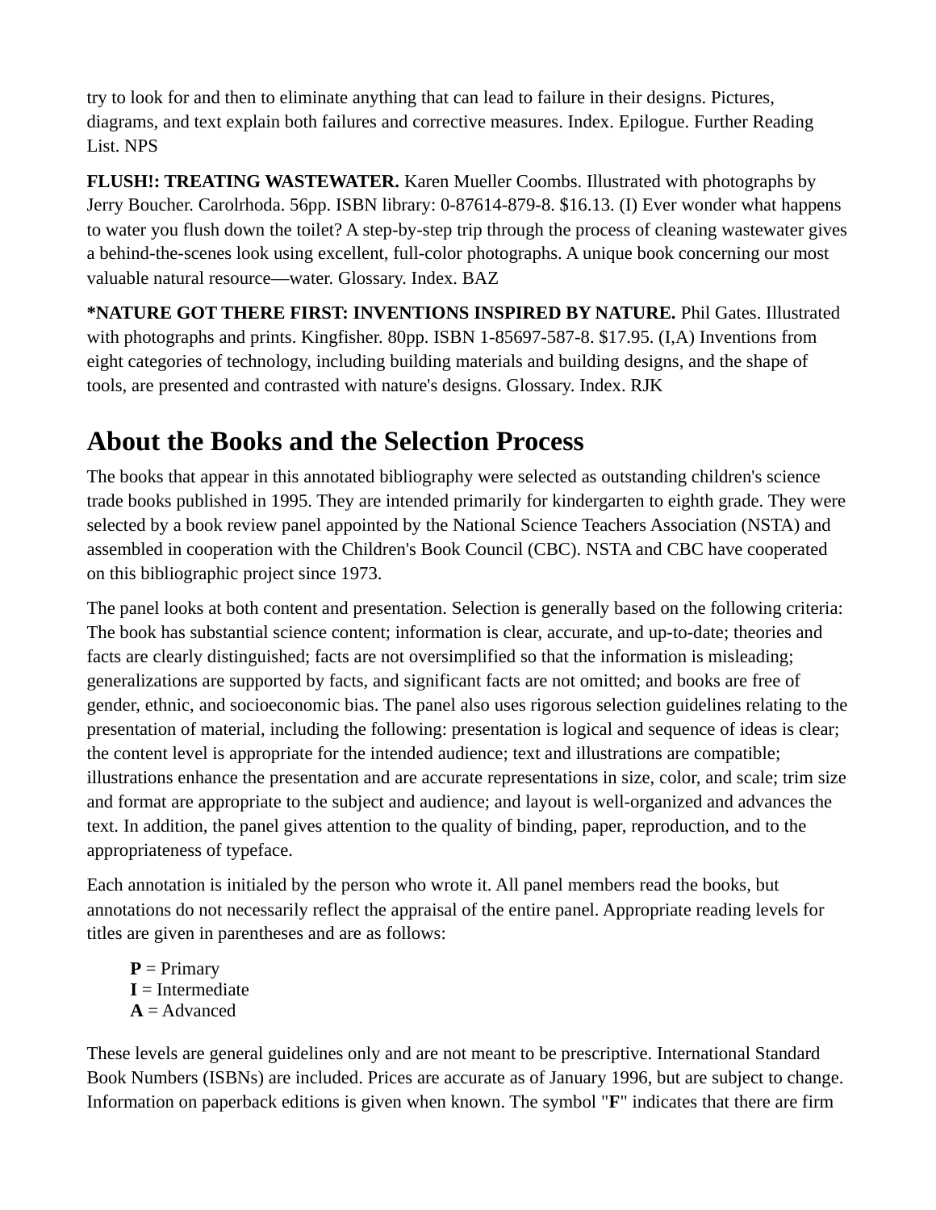try to look for and then to eliminate anything that can lead to failure in their designs. Pictures, diagrams, and text explain both failures and corrective measures. Index. Epilogue. Further Reading List. NPS

**FLUSH!: TREATING WASTEWATER.** Karen Mueller Coombs. Illustrated with photographs by Jerry Boucher. Carolrhoda. 56pp. ISBN library: 0-87614-879-8. $16.13. (I) Ever wonder what happens to water you flush down the toilet? A step-by-step trip through the process of cleaning wastewater gives a behind-the-scenes look using excellent, full-color photographs. A unique book concerning our most valuable natural resource—water. Glossary. Index. BAZ

***NATURE GOT THERE FIRST: INVENTIONS INSPIRED BY NATURE.** Phil Gates. Illustrated with photographs and prints. Kingfisher. 80pp. ISBN 1-85697-587-8. $17.95. (I,A) Inventions from eight categories of technology, including building materials and building designs, and the shape of tools, are presented and contrasted with nature's designs. Glossary. Index. RJK

## About the Books and the Selection Process

The books that appear in this annotated bibliography were selected as outstanding children's science trade books published in 1995. They are intended primarily for kindergarten to eighth grade. They were selected by a book review panel appointed by the National Science Teachers Association (NSTA) and assembled in cooperation with the Children's Book Council (CBC). NSTA and CBC have cooperated on this bibliographic project since 1973.

The panel looks at both content and presentation. Selection is generally based on the following criteria: The book has substantial science content; information is clear, accurate, and up-to-date; theories and facts are clearly distinguished; facts are not oversimplified so that the information is misleading; generalizations are supported by facts, and significant facts are not omitted; and books are free of gender, ethnic, and socioeconomic bias. The panel also uses rigorous selection guidelines relating to the presentation of material, including the following: presentation is logical and sequence of ideas is clear; the content level is appropriate for the intended audience; text and illustrations are compatible; illustrations enhance the presentation and are accurate representations in size, color, and scale; trim size and format are appropriate to the subject and audience; and layout is well-organized and advances the text. In addition, the panel gives attention to the quality of binding, paper, reproduction, and to the appropriateness of typeface.

Each annotation is initialed by the person who wrote it. All panel members read the books, but annotations do not necessarily reflect the appraisal of the entire panel. Appropriate reading levels for titles are given in parentheses and are as follows:

**P** = Primary
**I** = Intermediate
**A** = Advanced

These levels are general guidelines only and are not meant to be prescriptive. International Standard Book Numbers (ISBNs) are included. Prices are accurate as of January 1996, but are subject to change. Information on paperback editions is given when known. The symbol "**F**" indicates that there are firm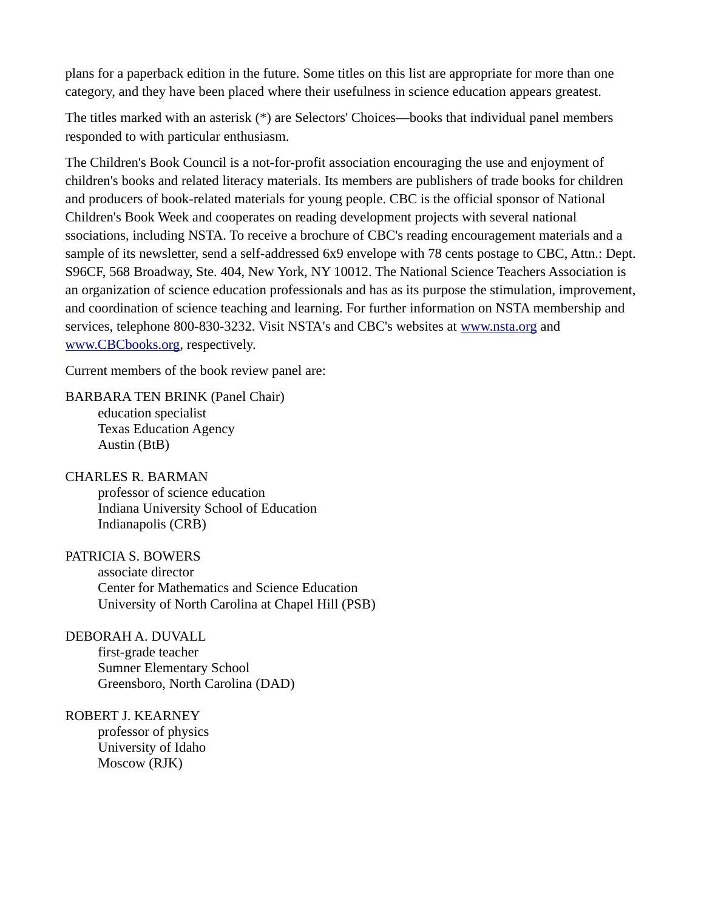plans for a paperback edition in the future. Some titles on this list are appropriate for more than one category, and they have been placed where their usefulness in science education appears greatest.

The titles marked with an asterisk (*) are Selectors' Choices—books that individual panel members responded to with particular enthusiasm.

The Children's Book Council is a not-for-profit association encouraging the use and enjoyment of children's books and related literacy materials. Its members are publishers of trade books for children and producers of book-related materials for young people. CBC is the official sponsor of National Children's Book Week and cooperates on reading development projects with several national ssociations, including NSTA. To receive a brochure of CBC's reading encouragement materials and a sample of its newsletter, send a self-addressed 6x9 envelope with 78 cents postage to CBC, Attn.: Dept. S96CF, 568 Broadway, Ste. 404, New York, NY 10012. The National Science Teachers Association is an organization of science education professionals and has as its purpose the stimulation, improvement, and coordination of science teaching and learning. For further information on NSTA membership and services, telephone 800-830-3232. Visit NSTA's and CBC's websites at [www.nsta.org](http://www.nsta.org) and [www.CBCbooks.org](http://www.CBCbooks.org), respectively.

Current members of the book review panel are:

BARBARA TEN BRINK (Panel Chair)
education specialist
Texas Education Agency
Austin (BtB)

CHARLES R. BARMAN
professor of science education
Indiana University School of Education
Indianapolis (CRB)

PATRICIA S. BOWERS
associate director
Center for Mathematics and Science Education
University of North Carolina at Chapel Hill (PSB)

DEBORAH A. DUVALL
first-grade teacher
Sumner Elementary School
Greensboro, North Carolina (DAD)

ROBERT J. KEARNEY
professor of physics
University of Idaho
Moscow (RJK)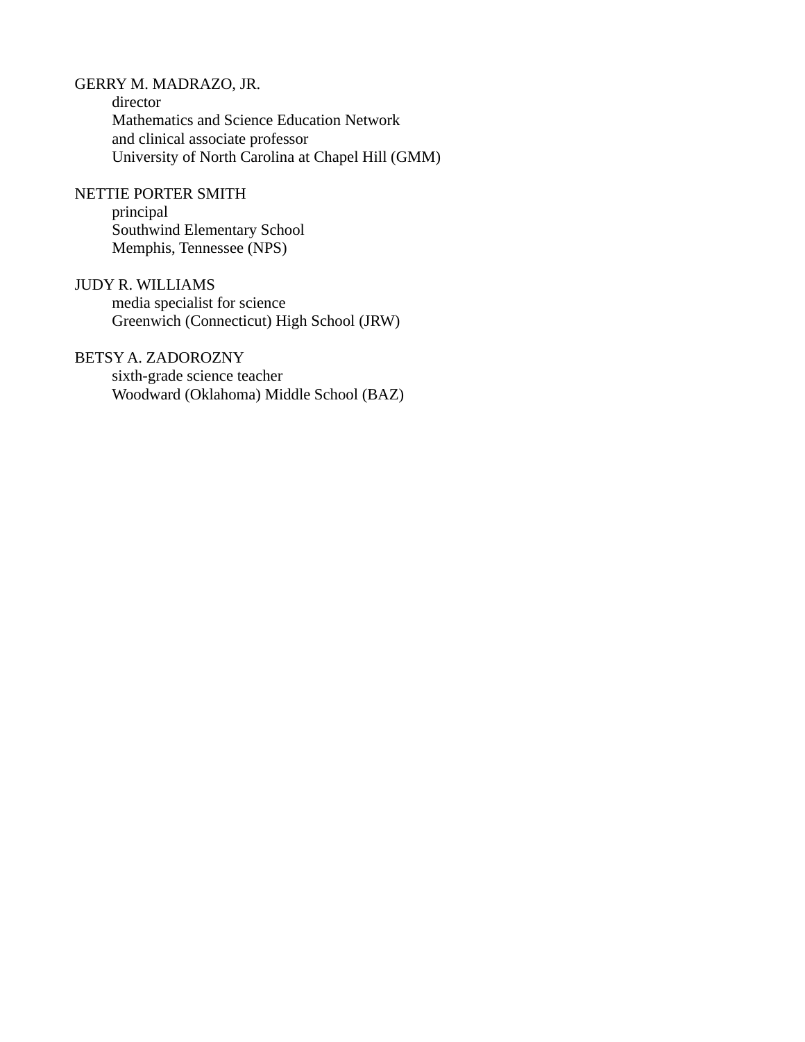GERRY M. MADRAZO, JR.
director
Mathematics and Science Education Network
and clinical associate professor
University of North Carolina at Chapel Hill (GMM)

NETTIE PORTER SMITH
principal
Southwind Elementary School
Memphis, Tennessee (NPS)

JUDY R. WILLIAMS
media specialist for science
Greenwich (Connecticut) High School (JRW)

BETSY A. ZADOROZNY
sixth-grade science teacher
Woodward (Oklahoma) Middle School (BAZ)